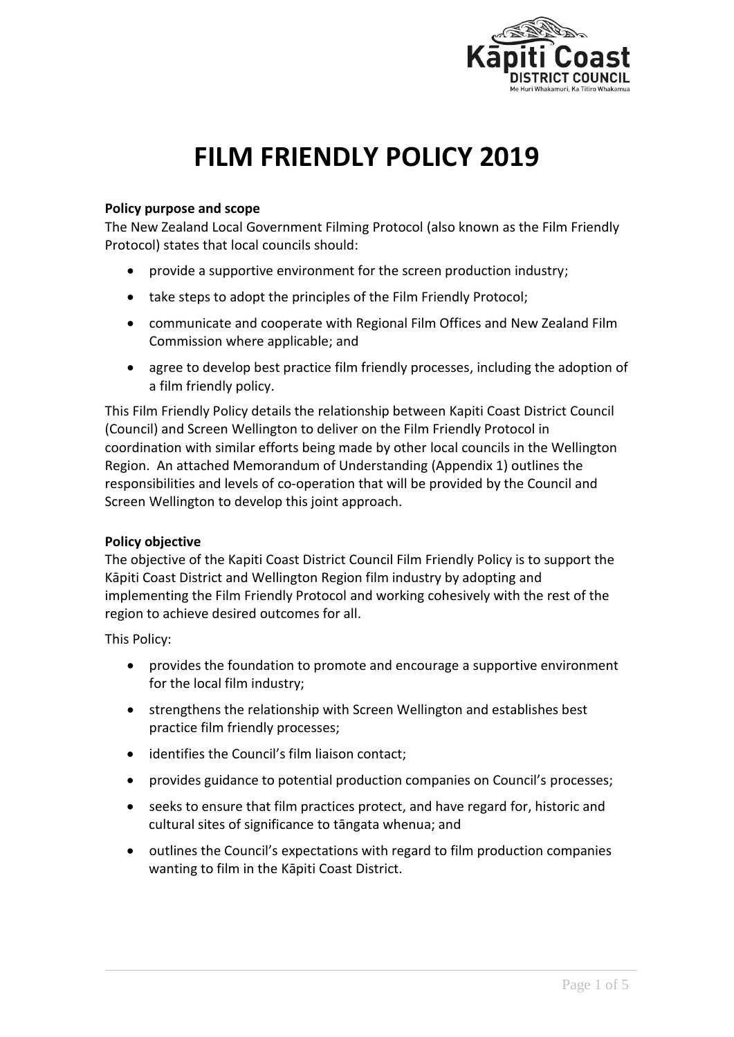# FILM FRIENDLY POLICY 2019

**Policy purpose and scope**

The New Zealand Local Government Filming Protocol (also known as the Film Friendly Protocol) states that local councils should:

- provide a supportive environment for the screen production industry;
- take steps to adopt the principles of the Film Friendly Protocol;
- communicate and cooperate with Regional Film Offices and New Zealand Film Commission where applicable; and
- agree to develop best practice film friendly processes, including the adoption of a film friendly policy.

This Film Friendly Policy details the relationship between Kapiti Coast District Council (Council) and Screen Wellington to deliver on the Film Friendly Protocol in coordination with similar efforts being made by other local councils in the Wellington Region. An attached Memorandum of Understanding (Appendix 1) outlines the responsibilities and levels of co-operation that will be provided by the Council and Screen Wellington to develop this joint approach.

**Policy objective**

The objective of the Kapiti Coast District Council Film Friendly Policy is to support the Kāpiti Coast District and Wellington Region film industry by adopting and implementing the Film Friendly Protocol and working cohesively with the rest of the region to achieve desired outcomes for all.

This Policy:

- provides the foundation to promote and encourage a supportive environment for the local film industry;
- strengthens the relationship with Screen Wellington and establishes best practice film friendly processes;
- identifies the Council's film liaison contact;
- provides guidance to potential production companies on Council's processes;
- seeks to ensure that film practices protect, and have regard for, historic and cultural sites of significance to tāngata whenua; and
- outlines the Council's expectations with regard to film production companies wanting to film in the Kāpiti Coast District.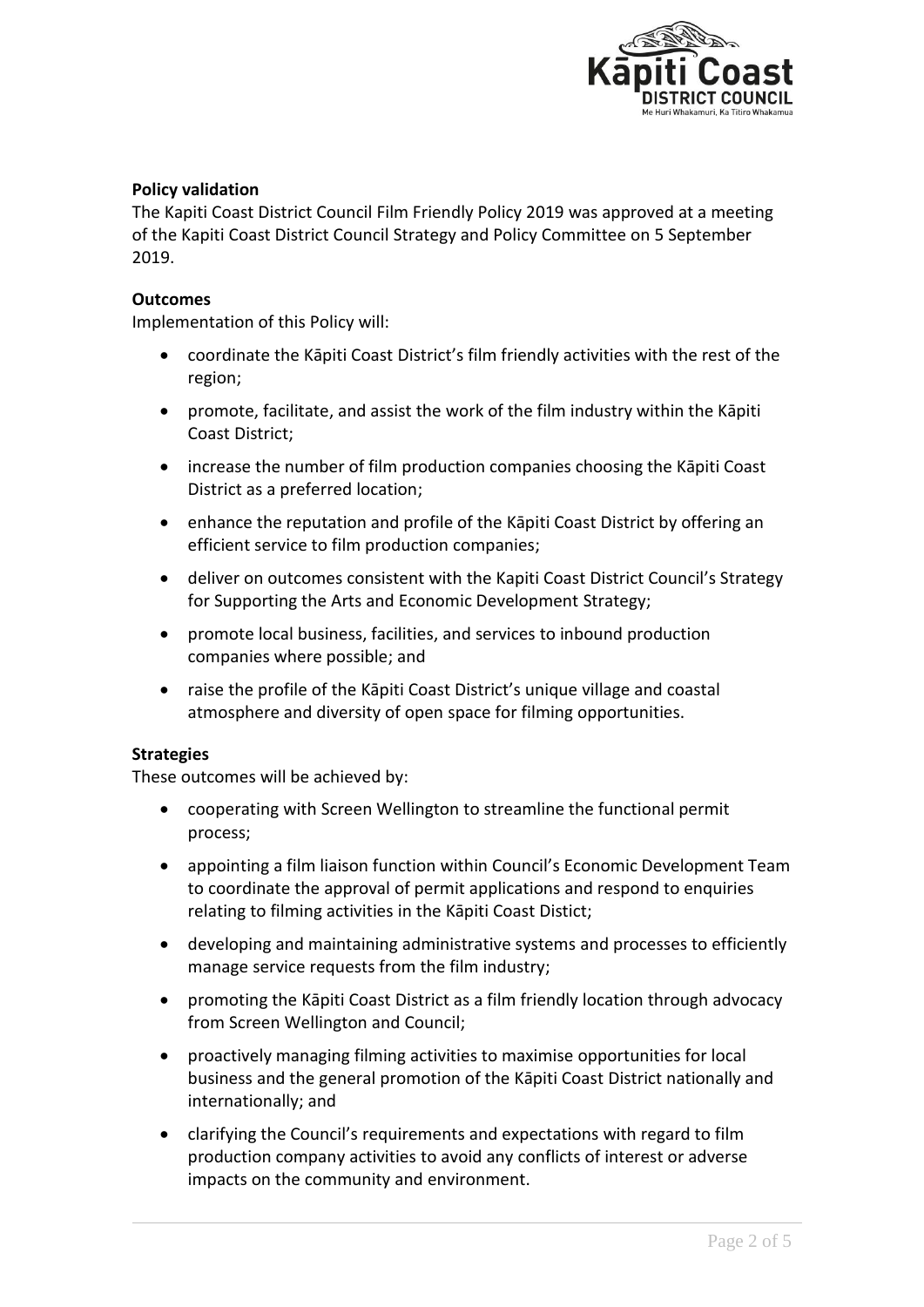**Policy validation**

The Kapiti Coast District Council Film Friendly Policy 2019 was approved at a meeting of the Kapiti Coast District Council Strategy and Policy Committee on 5 September 2019.

**Outcomes**

Implementation of this Policy will:

- coordinate the Kāpiti Coast District's film friendly activities with the rest of the region;
- promote, facilitate, and assist the work of the film industry within the Kāpiti Coast District;
- increase the number of film production companies choosing the Kāpiti Coast District as a preferred location;
- enhance the reputation and profile of the Kāpiti Coast District by offering an efficient service to film production companies;
- deliver on outcomes consistent with the Kapiti Coast District Council's Strategy for Supporting the Arts and Economic Development Strategy;
- promote local business, facilities, and services to inbound production companies where possible; and
- raise the profile of the Kāpiti Coast District's unique village and coastal atmosphere and diversity of open space for filming opportunities.

**Strategies**

These outcomes will be achieved by:

- cooperating with Screen Wellington to streamline the functional permit process;
- appointing a film liaison function within Council's Economic Development Team to coordinate the approval of permit applications and respond to enquiries relating to filming activities in the Kāpiti Coast Distict;
- developing and maintaining administrative systems and processes to efficiently manage service requests from the film industry;
- promoting the Kāpiti Coast District as a film friendly location through advocacy from Screen Wellington and Council;
- proactively managing filming activities to maximise opportunities for local business and the general promotion of the Kāpiti Coast District nationally and internationally; and
- clarifying the Council's requirements and expectations with regard to film production company activities to avoid any conflicts of interest or adverse impacts on the community and environment.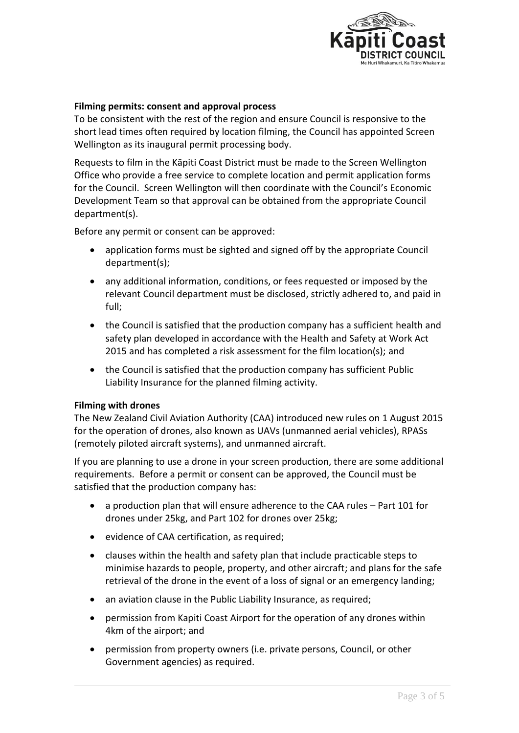**Filming permits: consent and approval process**

To be consistent with the rest of the region and ensure Council is responsive to the short lead times often required by location filming, the Council has appointed Screen Wellington as its inaugural permit processing body.

Requests to film in the Kāpiti Coast District must be made to the Screen Wellington Office who provide a free service to complete location and permit application forms for the Council. Screen Wellington will then coordinate with the Council's Economic Development Team so that approval can be obtained from the appropriate Council department(s).

Before any permit or consent can be approved:

- application forms must be sighted and signed off by the appropriate Council department(s);
- any additional information, conditions, or fees requested or imposed by the relevant Council department must be disclosed, strictly adhered to, and paid in full;
- the Council is satisfied that the production company has a sufficient health and safety plan developed in accordance with the Health and Safety at Work Act 2015 and has completed a risk assessment for the film location(s); and
- the Council is satisfied that the production company has sufficient Public Liability Insurance for the planned filming activity.

**Filming with drones**

The New Zealand Civil Aviation Authority (CAA) introduced new rules on 1 August 2015 for the operation of drones, also known as UAVs (unmanned aerial vehicles), RPASs (remotely piloted aircraft systems), and unmanned aircraft.

If you are planning to use a drone in your screen production, there are some additional requirements. Before a permit or consent can be approved, the Council must be satisfied that the production company has:

- a production plan that will ensure adherence to the CAA rules – Part 101 for drones under 25kg, and Part 102 for drones over 25kg;
- evidence of CAA certification, as required;
- clauses within the health and safety plan that include practicable steps to minimise hazards to people, property, and other aircraft; and plans for the safe retrieval of the drone in the event of a loss of signal or an emergency landing;
- an aviation clause in the Public Liability Insurance, as required;
- permission from Kapiti Coast Airport for the operation of any drones within 4km of the airport; and
- permission from property owners (i.e. private persons, Council, or other Government agencies) as required.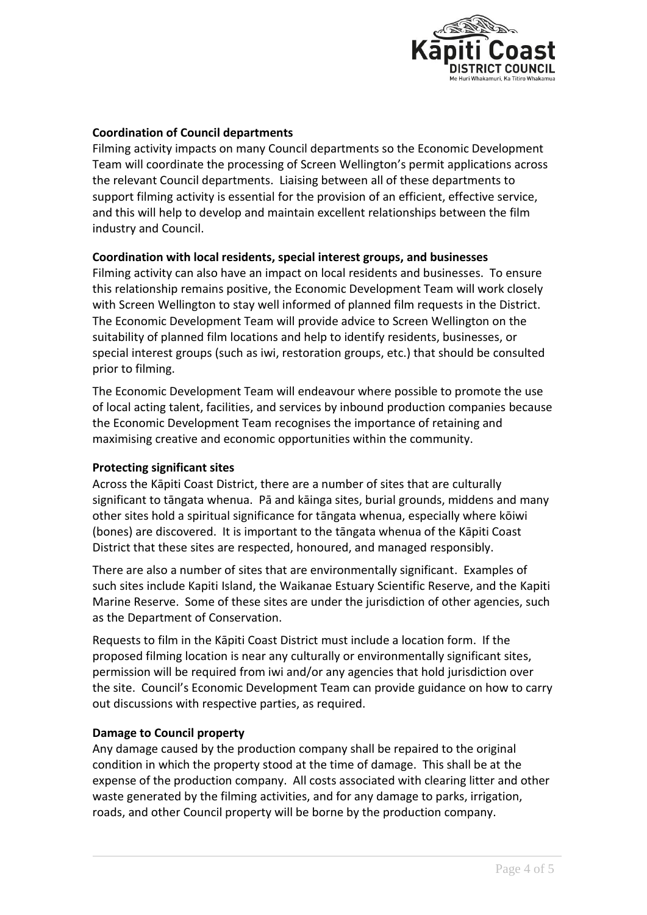**Coordination of Council departments**

Filming activity impacts on many Council departments so the Economic Development Team will coordinate the processing of Screen Wellington's permit applications across the relevant Council departments. Liaising between all of these departments to support filming activity is essential for the provision of an efficient, effective service, and this will help to develop and maintain excellent relationships between the film industry and Council.

**Coordination with local residents, special interest groups, and businesses**

Filming activity can also have an impact on local residents and businesses. To ensure this relationship remains positive, the Economic Development Team will work closely with Screen Wellington to stay well informed of planned film requests in the District. The Economic Development Team will provide advice to Screen Wellington on the suitability of planned film locations and help to identify residents, businesses, or special interest groups (such as iwi, restoration groups, etc.) that should be consulted prior to filming.

The Economic Development Team will endeavour where possible to promote the use of local acting talent, facilities, and services by inbound production companies because the Economic Development Team recognises the importance of retaining and maximising creative and economic opportunities within the community.

**Protecting significant sites**

Across the Kāpiti Coast District, there are a number of sites that are culturally significant to tāngata whenua. Pā and kāinga sites, burial grounds, middens and many other sites hold a spiritual significance for tāngata whenua, especially where kōiwi (bones) are discovered. It is important to the tāngata whenua of the Kāpiti Coast District that these sites are respected, honoured, and managed responsibly.

There are also a number of sites that are environmentally significant. Examples of such sites include Kapiti Island, the Waikanae Estuary Scientific Reserve, and the Kapiti Marine Reserve. Some of these sites are under the jurisdiction of other agencies, such as the Department of Conservation.

Requests to film in the Kāpiti Coast District must include a location form. If the proposed filming location is near any culturally or environmentally significant sites, permission will be required from iwi and/or any agencies that hold jurisdiction over the site. Council's Economic Development Team can provide guidance on how to carry out discussions with respective parties, as required.

**Damage to Council property**

Any damage caused by the production company shall be repaired to the original condition in which the property stood at the time of damage. This shall be at the expense of the production company. All costs associated with clearing litter and other waste generated by the filming activities, and for any damage to parks, irrigation, roads, and other Council property will be borne by the production company.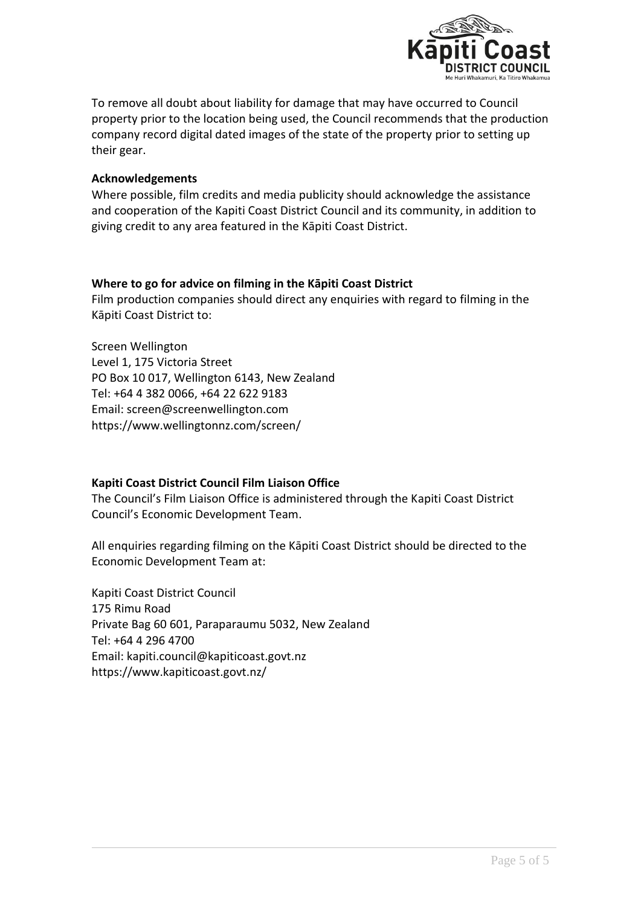To remove all doubt about liability for damage that may have occurred to Council property prior to the location being used, the Council recommends that the production company record digital dated images of the state of the property prior to setting up their gear.

**Acknowledgements**

Where possible, film credits and media publicity should acknowledge the assistance and cooperation of the Kapiti Coast District Council and its community, in addition to giving credit to any area featured in the Kāpiti Coast District.

**Where to go for advice on filming in the Kāpiti Coast District**

Film production companies should direct any enquiries with regard to filming in the Kāpiti Coast District to:

Screen Wellington
Level 1, 175 Victoria Street
PO Box 10 017, Wellington 6143, New Zealand
Tel: +64 4 382 0066, +64 22 622 9183
Email: screen@screenwellington.com
https://www.wellingtonnz.com/screen/

**Kapiti Coast District Council Film Liaison Office**

The Council's Film Liaison Office is administered through the Kapiti Coast District Council's Economic Development Team.

All enquiries regarding filming on the Kāpiti Coast District should be directed to the Economic Development Team at:

Kapiti Coast District Council
175 Rimu Road
Private Bag 60 601, Paraparaumu 5032, New Zealand
Tel: +64 4 296 4700
Email: kapiti.council@kapiticoast.govt.nz
https://www.kapiticoast.govt.nz/